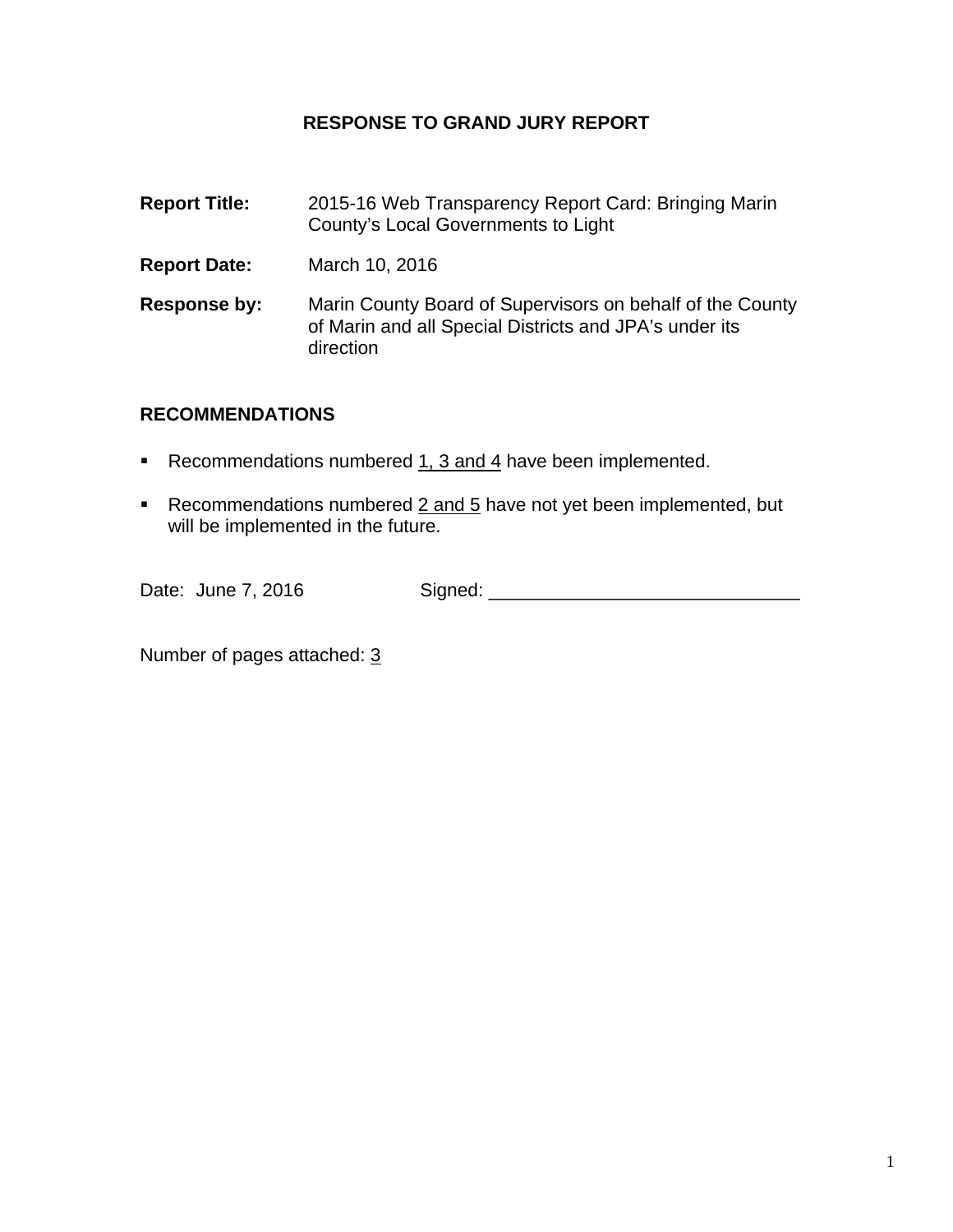# RESPONSE TO GRAND JURY REPORT

**Report Title:** 2015-16 Web Transparency Report Card: Bringing Marin County's Local Governments to Light

**Report Date:** March 10, 2016

**Response by:** Marin County Board of Supervisors on behalf of the County of Marin and all Special Districts and JPA's under its direction

## RECOMMENDATIONS

- Recommendations numbered 1, 3 and 4 have been implemented.
- Recommendations numbered 2 and 5 have not yet been implemented, but will be implemented in the future.

Date: June 7, 2016 Signed: ______________________________

Number of pages attached: 3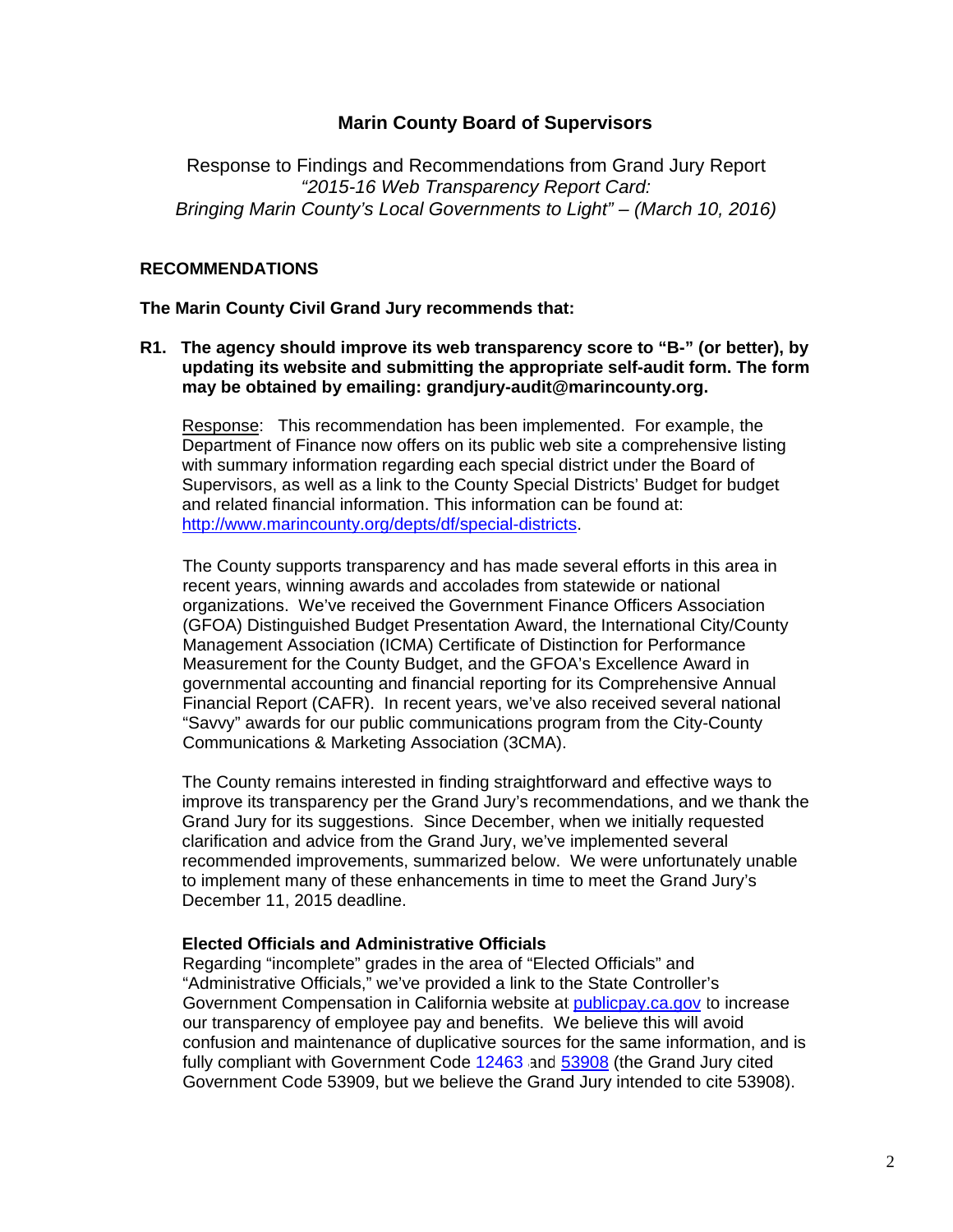# Marin County Board of Supervisors

Response to Findings and Recommendations from Grand Jury Report
*"2015-16 Web Transparency Report Card: Bringing Marin County's Local Governments to Light" – (March 10, 2016)*

## RECOMMENDATIONS

**The Marin County Civil Grand Jury recommends that:**

**R1. The agency should improve its web transparency score to "B-" (or better), by updating its website and submitting the appropriate self-audit form. The form may be obtained by emailing: grandjury-audit@marincounty.org.**

Response: This recommendation has been implemented. For example, the Department of Finance now offers on its public web site a comprehensive listing with summary information regarding each special district under the Board of Supervisors, as well as a link to the County Special Districts' Budget for budget and related financial information. This information can be found at: http://www.marincounty.org/depts/df/special-districts.

The County supports transparency and has made several efforts in this area in recent years, winning awards and accolades from statewide or national organizations. We've received the Government Finance Officers Association (GFOA) Distinguished Budget Presentation Award, the International City/County Management Association (ICMA) Certificate of Distinction for Performance Measurement for the County Budget, and the GFOA's Excellence Award in governmental accounting and financial reporting for its Comprehensive Annual Financial Report (CAFR). In recent years, we've also received several national "Savvy" awards for our public communications program from the City-County Communications & Marketing Association (3CMA).

The County remains interested in finding straightforward and effective ways to improve its transparency per the Grand Jury's recommendations, and we thank the Grand Jury for its suggestions. Since December, when we initially requested clarification and advice from the Grand Jury, we've implemented several recommended improvements, summarized below. We were unfortunately unable to implement many of these enhancements in time to meet the Grand Jury's December 11, 2015 deadline.

**Elected Officials and Administrative Officials**

Regarding "incomplete" grades in the area of "Elected Officials" and "Administrative Officials," we've provided a link to the State Controller's Government Compensation in California website at publicpay.ca.gov to increase our transparency of employee pay and benefits. We believe this will avoid confusion and maintenance of duplicative sources for the same information, and is fully compliant with Government Code 12463 and 53908 (the Grand Jury cited Government Code 53909, but we believe the Grand Jury intended to cite 53908).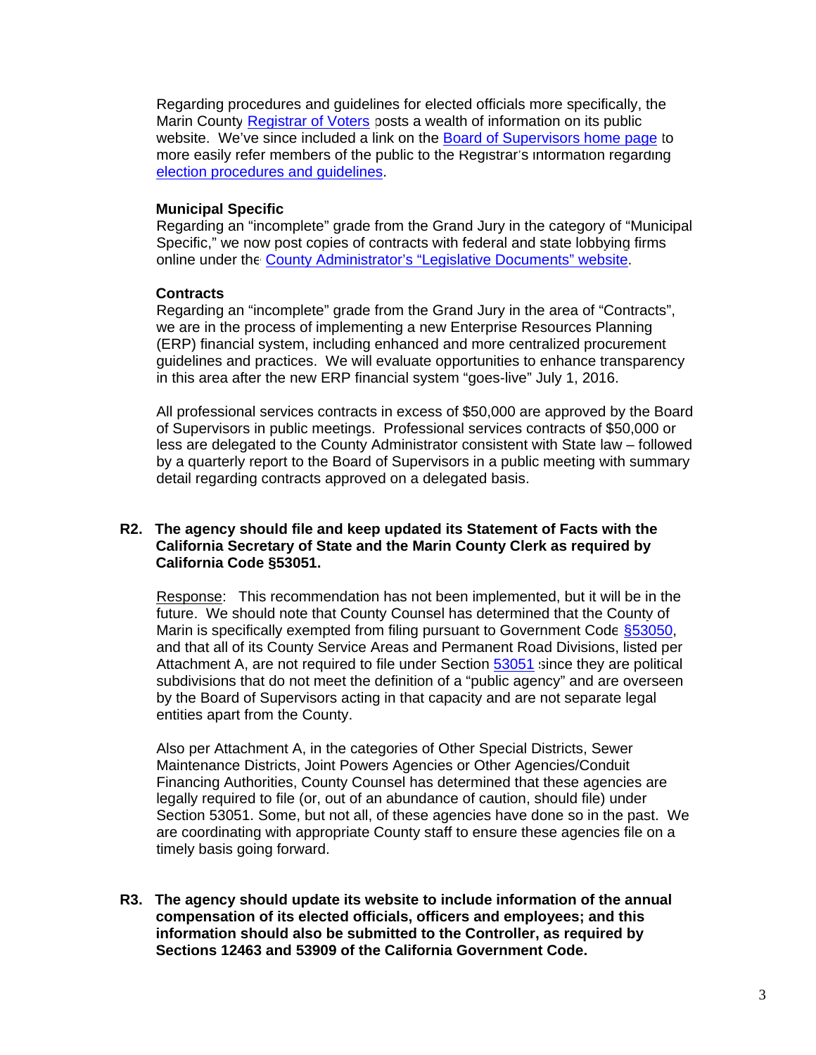Regarding procedures and guidelines for elected officials more specifically, the Marin County Registrar of Voters posts a wealth of information on its public website. We've since included a link on the Board of Supervisors home page to more easily refer members of the public to the Registrar's information regarding election procedures and guidelines.

**Municipal Specific**

Regarding an "incomplete" grade from the Grand Jury in the category of "Municipal Specific," we now post copies of contracts with federal and state lobbying firms online under the County Administrator's "Legislative Documents" website.

**Contracts**

Regarding an "incomplete" grade from the Grand Jury in the area of "Contracts", we are in the process of implementing a new Enterprise Resources Planning (ERP) financial system, including enhanced and more centralized procurement guidelines and practices. We will evaluate opportunities to enhance transparency in this area after the new ERP financial system "goes-live" July 1, 2016.

All professional services contracts in excess of $50,000 are approved by the Board of Supervisors in public meetings. Professional services contracts of $50,000 or less are delegated to the County Administrator consistent with State law – followed by a quarterly report to the Board of Supervisors in a public meeting with summary detail regarding contracts approved on a delegated basis.

**R2. The agency should file and keep updated its Statement of Facts with the California Secretary of State and the Marin County Clerk as required by California Code §53051.**

Response: This recommendation has not been implemented, but it will be in the future. We should note that County Counsel has determined that the County of Marin is specifically exempted from filing pursuant to Government Code §53050, and that all of its County Service Areas and Permanent Road Divisions, listed per Attachment A, are not required to file under Section 53051 since they are political subdivisions that do not meet the definition of a "public agency" and are overseen by the Board of Supervisors acting in that capacity and are not separate legal entities apart from the County.

Also per Attachment A, in the categories of Other Special Districts, Sewer Maintenance Districts, Joint Powers Agencies or Other Agencies/Conduit Financing Authorities, County Counsel has determined that these agencies are legally required to file (or, out of an abundance of caution, should file) under Section 53051. Some, but not all, of these agencies have done so in the past. We are coordinating with appropriate County staff to ensure these agencies file on a timely basis going forward.

**R3. The agency should update its website to include information of the annual compensation of its elected officials, officers and employees; and this information should also be submitted to the Controller, as required by Sections 12463 and 53909 of the California Government Code.**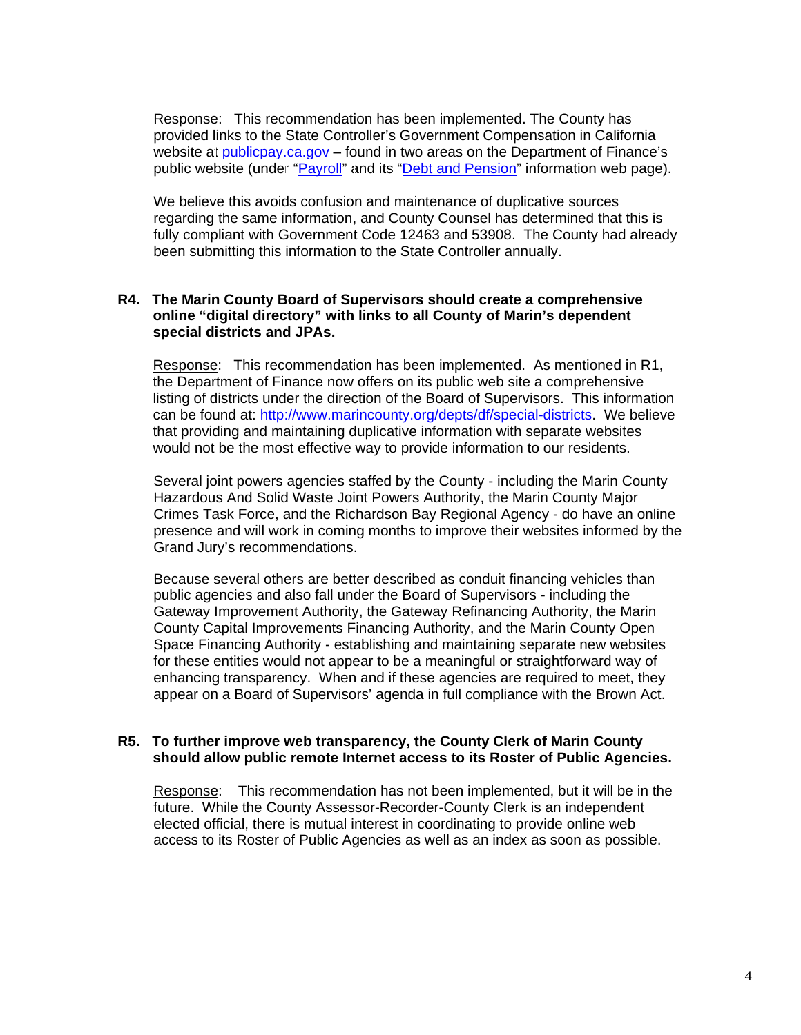Response: This recommendation has been implemented. The County has provided links to the State Controller's Government Compensation in California website at publicpay.ca.gov – found in two areas on the Department of Finance's public website (under "Payroll" and its "Debt and Pension" information web page).

We believe this avoids confusion and maintenance of duplicative sources regarding the same information, and County Counsel has determined that this is fully compliant with Government Code 12463 and 53908. The County had already been submitting this information to the State Controller annually.

**R4. The Marin County Board of Supervisors should create a comprehensive online "digital directory" with links to all County of Marin's dependent special districts and JPAs.**

Response: This recommendation has been implemented. As mentioned in R1, the Department of Finance now offers on its public web site a comprehensive listing of districts under the direction of the Board of Supervisors. This information can be found at: http://www.marincounty.org/depts/df/special-districts. We believe that providing and maintaining duplicative information with separate websites would not be the most effective way to provide information to our residents.

Several joint powers agencies staffed by the County - including the Marin County Hazardous And Solid Waste Joint Powers Authority, the Marin County Major Crimes Task Force, and the Richardson Bay Regional Agency - do have an online presence and will work in coming months to improve their websites informed by the Grand Jury's recommendations.

Because several others are better described as conduit financing vehicles than public agencies and also fall under the Board of Supervisors - including the Gateway Improvement Authority, the Gateway Refinancing Authority, the Marin County Capital Improvements Financing Authority, and the Marin County Open Space Financing Authority - establishing and maintaining separate new websites for these entities would not appear to be a meaningful or straightforward way of enhancing transparency. When and if these agencies are required to meet, they appear on a Board of Supervisors' agenda in full compliance with the Brown Act.

**R5. To further improve web transparency, the County Clerk of Marin County should allow public remote Internet access to its Roster of Public Agencies.**

Response: This recommendation has not been implemented, but it will be in the future. While the County Assessor-Recorder-County Clerk is an independent elected official, there is mutual interest in coordinating to provide online web access to its Roster of Public Agencies as well as an index as soon as possible.